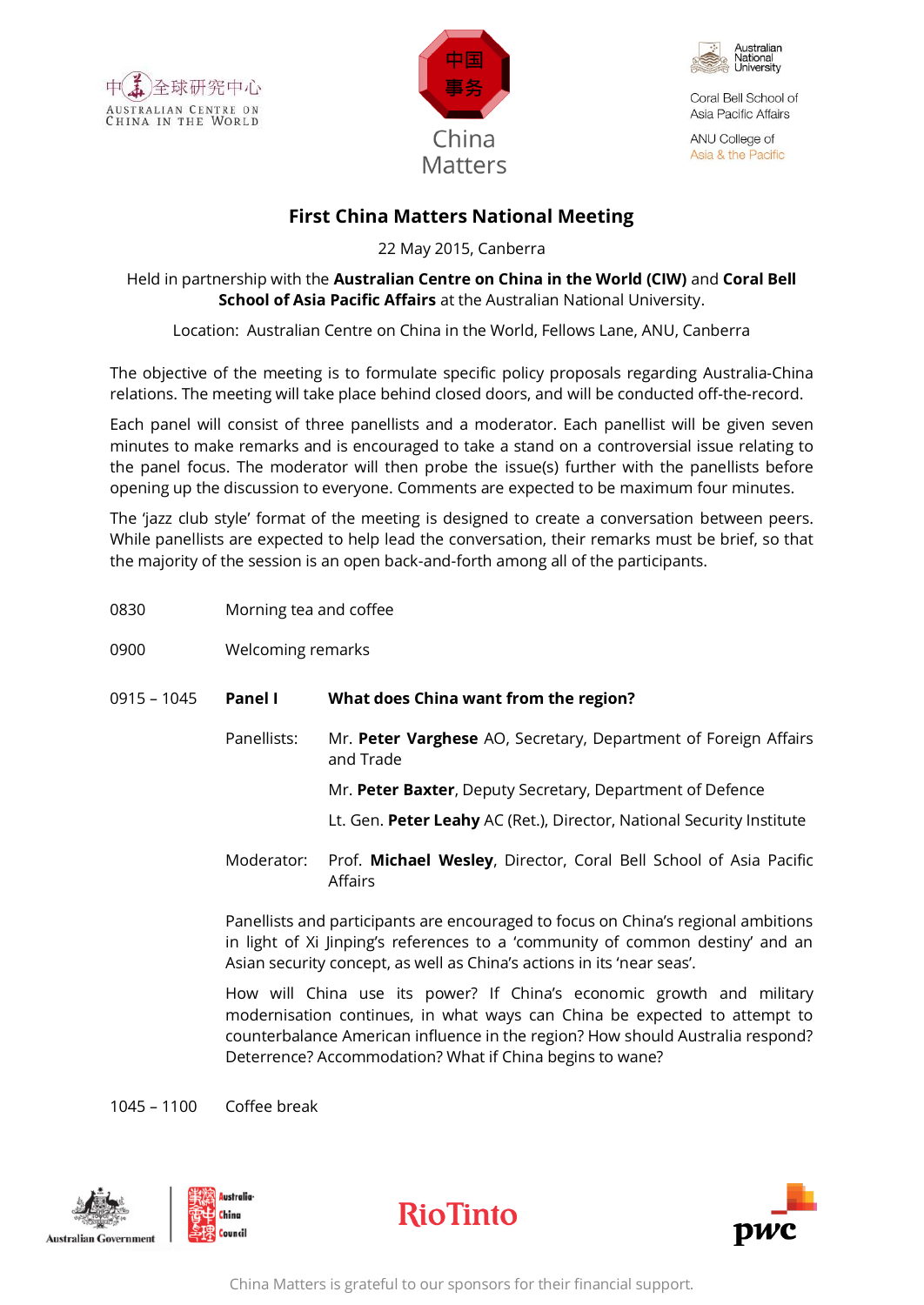中国全球研究中心
AUSTRALIAN CENTRE ON CHINA IN THE WORLD

中国事务
China Matters

Australian National University
Coral Bell School of Asia Pacific Affairs
ANU College of Asia & the Pacific

# First China Matters National Meeting

22 May 2015, Canberra

Held in partnership with the **Australian Centre on China in the World (CIW)** and **Coral Bell School of Asia Pacific Affairs** at the Australian National University.

Location: Australian Centre on China in the World, Fellows Lane, ANU, Canberra

The objective of the meeting is to formulate specific policy proposals regarding Australia-China relations. The meeting will take place behind closed doors, and will be conducted off-the-record.

Each panel will consist of three panellists and a moderator. Each panellist will be given seven minutes to make remarks and is encouraged to take a stand on a controversial issue relating to the panel focus. The moderator will then probe the issue(s) further with the panellists before opening up the discussion to everyone. Comments are expected to be maximum four minutes.

The 'jazz club style' format of the meeting is designed to create a conversation between peers. While panellists are expected to help lead the conversation, their remarks must be brief, so that the majority of the session is an open back-and-forth among all of the participants.

0830 Morning tea and coffee

0900 Welcoming remarks

0915 – 1045 **Panel I** **What does China want from the region?**

Panellists:

- Mr. **Peter Varghese** AO, Secretary, Department of Foreign Affairs and Trade
- Mr. **Peter Baxter**, Deputy Secretary, Department of Defence
- Lt. Gen. **Peter Leahy** AC (Ret.), Director, National Security Institute

Moderator: Prof. **Michael Wesley**, Director, Coral Bell School of Asia Pacific Affairs

Panellists and participants are encouraged to focus on China's regional ambitions in light of Xi Jinping's references to a 'community of common destiny' and an Asian security concept, as well as China's actions in its 'near seas'.

How will China use its power? If China's economic growth and military modernisation continues, in what ways can China be expected to attempt to counterbalance American influence in the region? How should Australia respond? Deterrence? Accommodation? What if China begins to wane?

1045 – 1100 Coffee break

Australian Government | Australia-China Council | RioTinto | pwc

China Matters is grateful to our sponsors for their financial support.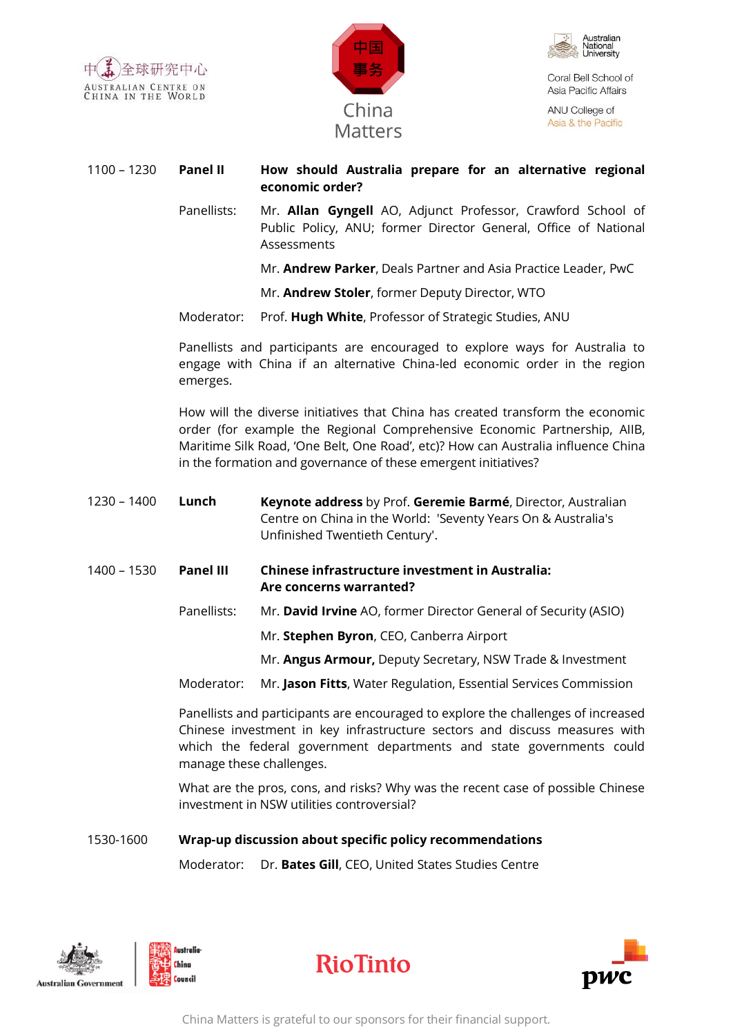中国全球研究中心
AUSTRALIAN CENTRE ON CHINA IN THE WORLD

中国事务
China Matters

Australian National University
Coral Bell School of Asia Pacific Affairs
ANU College of Asia & the Pacific

**1100 – 1230 Panel II**

**How should Australia prepare for an alternative regional economic order?**

Panellists:

- Mr. **Allan Gyngell** AO, Adjunct Professor, Crawford School of Public Policy, ANU; former Director General, Office of National Assessments
- Mr. **Andrew Parker**, Deals Partner and Asia Practice Leader, PwC
- Mr. **Andrew Stoler**, former Deputy Director, WTO

Moderator: Prof. **Hugh White**, Professor of Strategic Studies, ANU

Panellists and participants are encouraged to explore ways for Australia to engage with China if an alternative China-led economic order in the region emerges.

How will the diverse initiatives that China has created transform the economic order (for example the Regional Comprehensive Economic Partnership, AIIB, Maritime Silk Road, 'One Belt, One Road', etc)? How can Australia influence China in the formation and governance of these emergent initiatives?

**1230 – 1400 Lunch**

**Keynote address** by Prof. **Geremie Barmé**, Director, Australian Centre on China in the World: 'Seventy Years On & Australia's Unfinished Twentieth Century'.

**1400 – 1530 Panel III**

**Chinese infrastructure investment in Australia: Are concerns warranted?**

Panellists:

- Mr. **David Irvine** AO, former Director General of Security (ASIO)
- Mr. **Stephen Byron**, CEO, Canberra Airport
- Mr. **Angus Armour,** Deputy Secretary, NSW Trade & Investment

Moderator: Mr. **Jason Fitts**, Water Regulation, Essential Services Commission

Panellists and participants are encouraged to explore the challenges of increased Chinese investment in key infrastructure sectors and discuss measures with which the federal government departments and state governments could manage these challenges.

What are the pros, cons, and risks? Why was the recent case of possible Chinese investment in NSW utilities controversial?

**1530-1600 Wrap-up discussion about specific policy recommendations**

Moderator: Dr. **Bates Gill**, CEO, United States Studies Centre

Australian Government | Australia-China Council | RioTinto | pwc

China Matters is grateful to our sponsors for their financial support.